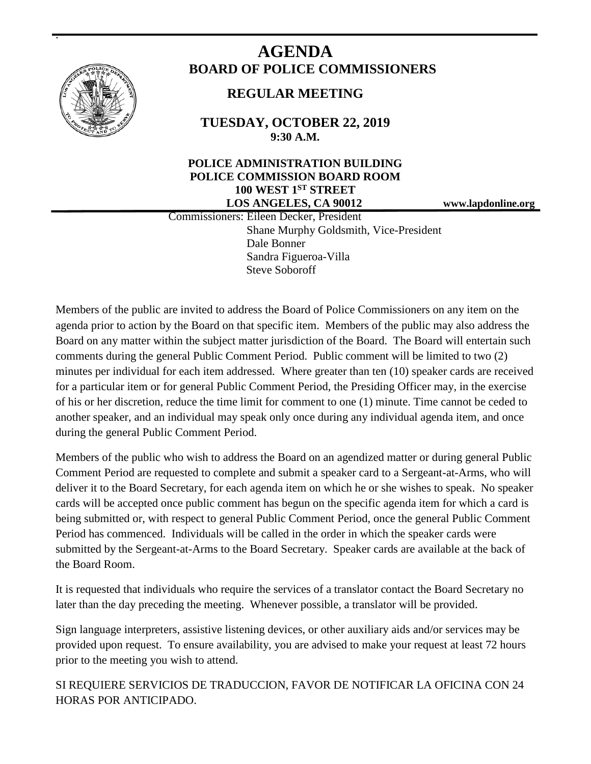# AGENDA
## BOARD OF POLICE COMMISSIONERS

### REGULAR MEETING

**TUESDAY, OCTOBER 22, 2019**
**9:30 A.M.**

**POLICE ADMINISTRATION BUILDING**
**POLICE COMMISSION BOARD ROOM**
**100 WEST 1ST STREET**
**LOS ANGELES, CA 90012**

**www.lapdonline.org**

Commissioners: Eileen Decker, President
Shane Murphy Goldsmith, Vice-President
Dale Bonner
Sandra Figueroa-Villa
Steve Soboroff

Members of the public are invited to address the Board of Police Commissioners on any item on the agenda prior to action by the Board on that specific item. Members of the public may also address the Board on any matter within the subject matter jurisdiction of the Board. The Board will entertain such comments during the general Public Comment Period. Public comment will be limited to two (2) minutes per individual for each item addressed. Where greater than ten (10) speaker cards are received for a particular item or for general Public Comment Period, the Presiding Officer may, in the exercise of his or her discretion, reduce the time limit for comment to one (1) minute. Time cannot be ceded to another speaker, and an individual may speak only once during any individual agenda item, and once during the general Public Comment Period.

Members of the public who wish to address the Board on an agendized matter or during general Public Comment Period are requested to complete and submit a speaker card to a Sergeant-at-Arms, who will deliver it to the Board Secretary, for each agenda item on which he or she wishes to speak. No speaker cards will be accepted once public comment has begun on the specific agenda item for which a card is being submitted or, with respect to general Public Comment Period, once the general Public Comment Period has commenced. Individuals will be called in the order in which the speaker cards were submitted by the Sergeant-at-Arms to the Board Secretary. Speaker cards are available at the back of the Board Room.

It is requested that individuals who require the services of a translator contact the Board Secretary no later than the day preceding the meeting. Whenever possible, a translator will be provided.

Sign language interpreters, assistive listening devices, or other auxiliary aids and/or services may be provided upon request. To ensure availability, you are advised to make your request at least 72 hours prior to the meeting you wish to attend.

SI REQUIERE SERVICIOS DE TRADUCCION, FAVOR DE NOTIFICAR LA OFICINA CON 24 HORAS POR ANTICIPADO.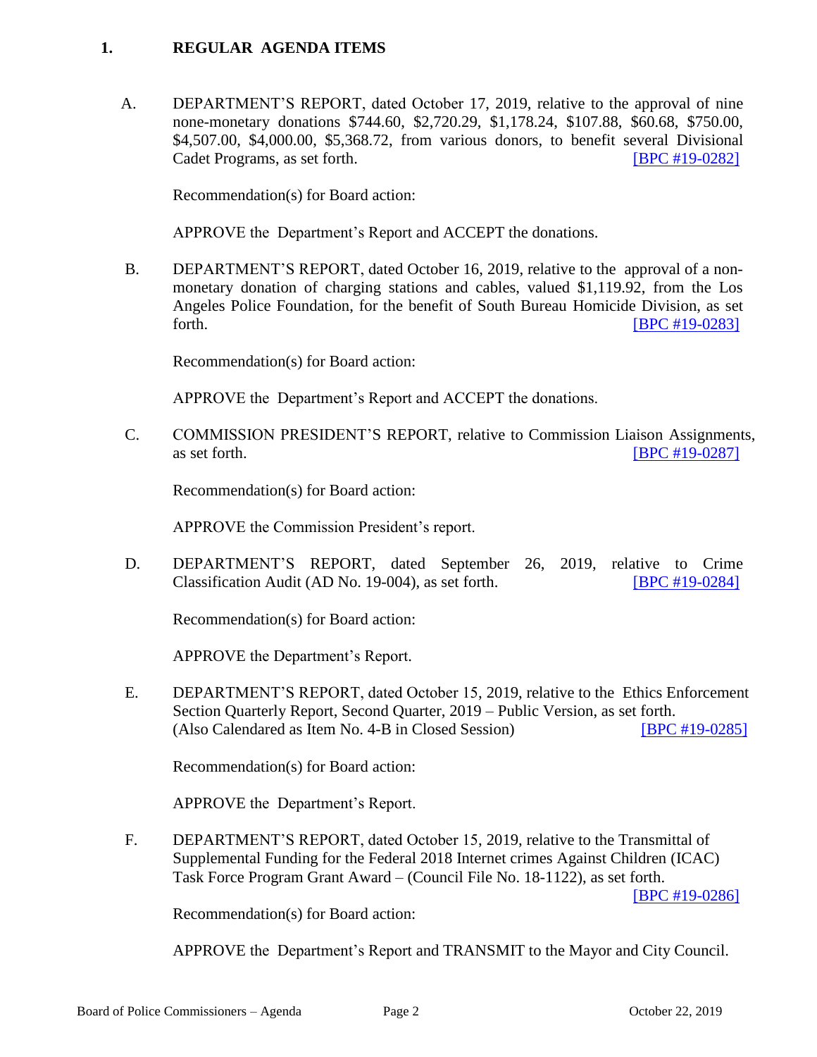## 1. REGULAR AGENDA ITEMS

A. DEPARTMENT'S REPORT, dated October 17, 2019, relative to the approval of nine none-monetary donations $744.60, $2,720.29, $1,178.24, $107.88, $60.68, $750.00, $4,507.00, $4,000.00, $5,368.72, from various donors, to benefit several Divisional Cadet Programs, as set forth. [BPC #19-0282]

Recommendation(s) for Board action:

APPROVE the Department's Report and ACCEPT the donations.

B. DEPARTMENT'S REPORT, dated October 16, 2019, relative to the approval of a non-monetary donation of charging stations and cables, valued $1,119.92, from the Los Angeles Police Foundation, for the benefit of South Bureau Homicide Division, as set forth. [BPC #19-0283]

Recommendation(s) for Board action:

APPROVE the Department's Report and ACCEPT the donations.

C. COMMISSION PRESIDENT'S REPORT, relative to Commission Liaison Assignments, as set forth. [BPC #19-0287]

Recommendation(s) for Board action:

APPROVE the Commission President's report.

D. DEPARTMENT'S REPORT, dated September 26, 2019, relative to Crime Classification Audit (AD No. 19-004), as set forth. [BPC #19-0284]

Recommendation(s) for Board action:

APPROVE the Department's Report.

E. DEPARTMENT'S REPORT, dated October 15, 2019, relative to the Ethics Enforcement Section Quarterly Report, Second Quarter, 2019 – Public Version, as set forth. (Also Calendared as Item No. 4-B in Closed Session) [BPC #19-0285]

Recommendation(s) for Board action:

APPROVE the Department's Report.

F. DEPARTMENT'S REPORT, dated October 15, 2019, relative to the Transmittal of Supplemental Funding for the Federal 2018 Internet crimes Against Children (ICAC) Task Force Program Grant Award – (Council File No. 18-1122), as set forth. [BPC #19-0286]

Recommendation(s) for Board action:

APPROVE the Department's Report and TRANSMIT to the Mayor and City Council.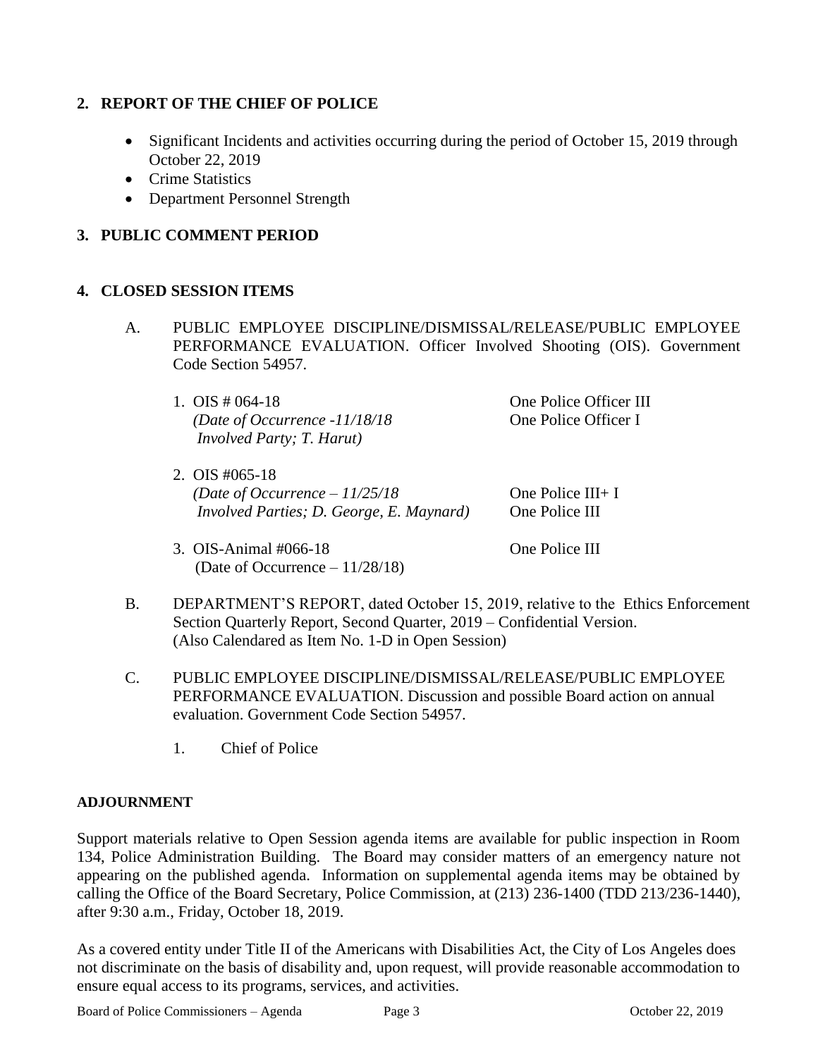## 2. REPORT OF THE CHIEF OF POLICE

- Significant Incidents and activities occurring during the period of October 15, 2019 through October 22, 2019
- Crime Statistics
- Department Personnel Strength

## 3. PUBLIC COMMENT PERIOD

## 4. CLOSED SESSION ITEMS

A. PUBLIC EMPLOYEE DISCIPLINE/DISMISSAL/RELEASE/PUBLIC EMPLOYEE PERFORMANCE EVALUATION. Officer Involved Shooting (OIS). Government Code Section 54957.

| | |
|---|---|
| 1. OIS # 064-18<br>*(Date of Occurrence -11/18/18*<br>*Involved Party; T. Harut)* | One Police Officer III<br>One Police Officer I |
| 2. OIS #065-18<br>*(Date of Occurrence – 11/25/18*<br>*Involved Parties; D. George, E. Maynard)* | One Police III+ I<br>One Police III |
| 3. OIS-Animal #066-18<br>(Date of Occurrence – 11/28/18) | One Police III |

B. DEPARTMENT'S REPORT, dated October 15, 2019, relative to the Ethics Enforcement Section Quarterly Report, Second Quarter, 2019 – Confidential Version. (Also Calendared as Item No. 1-D in Open Session)

C. PUBLIC EMPLOYEE DISCIPLINE/DISMISSAL/RELEASE/PUBLIC EMPLOYEE PERFORMANCE EVALUATION. Discussion and possible Board action on annual evaluation. Government Code Section 54957.

1. Chief of Police

**ADJOURNMENT**

Support materials relative to Open Session agenda items are available for public inspection in Room 134, Police Administration Building. The Board may consider matters of an emergency nature not appearing on the published agenda. Information on supplemental agenda items may be obtained by calling the Office of the Board Secretary, Police Commission, at (213) 236-1400 (TDD 213/236-1440), after 9:30 a.m., Friday, October 18, 2019.

As a covered entity under Title II of the Americans with Disabilities Act, the City of Los Angeles does not discriminate on the basis of disability and, upon request, will provide reasonable accommodation to ensure equal access to its programs, services, and activities.